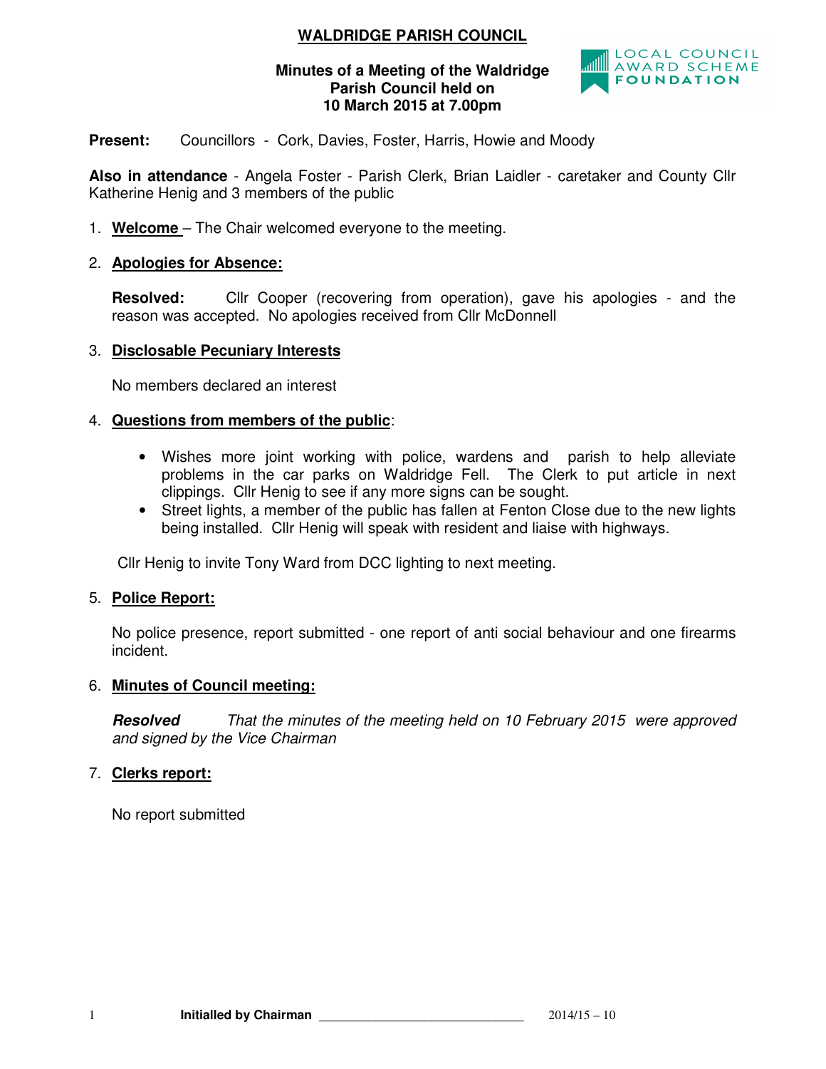# WALDRIDGE PARISH COUNCIL

**Minutes of a Meeting of the Waldridge Parish Council held on 10 March 2015 at 7.00pm**

**Present:** Councillors - Cork, Davies, Foster, Harris, Howie and Moody

**Also in attendance** - Angela Foster - Parish Clerk, Brian Laidler - caretaker and County Cllr Katherine Henig and 3 members of the public

1. **Welcome** – The Chair welcomed everyone to the meeting.

2. **Apologies for Absence:**

   **Resolved:** Cllr Cooper (recovering from operation), gave his apologies - and the reason was accepted. No apologies received from Cllr McDonnell

3. **Disclosable Pecuniary Interests**

   No members declared an interest

4. **Questions from members of the public**:

   - Wishes more joint working with police, wardens and parish to help alleviate problems in the car parks on Waldridge Fell. The Clerk to put article in next clippings. Cllr Henig to see if any more signs can be sought.
   - Street lights, a member of the public has fallen at Fenton Close due to the new lights being installed. Cllr Henig will speak with resident and liaise with highways.

   Cllr Henig to invite Tony Ward from DCC lighting to next meeting.

5. **Police Report:**

   No police presence, report submitted - one report of anti social behaviour and one firearms incident.

6. **Minutes of Council meeting:**

   ***Resolved*** *That the minutes of the meeting held on 10 February 2015 were approved and signed by the Vice Chairman*

7. **Clerks report:**

   No report submitted

**Initialled by Chairman** ______________________________ 2014/15 – 10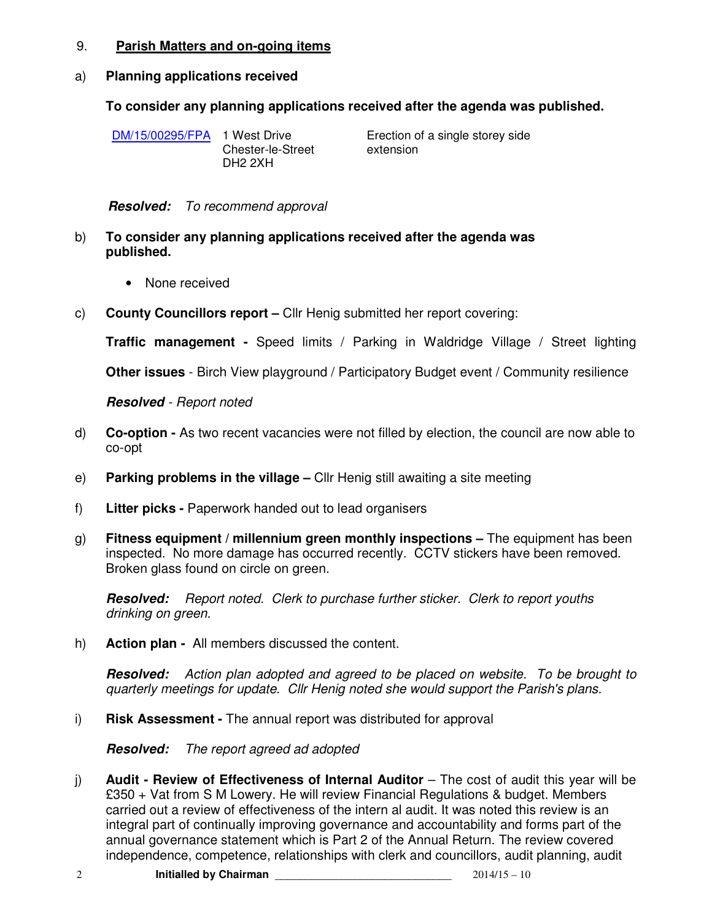9. **Parish Matters and on-going items**

a) **Planning applications received**

**To consider any planning applications received after the agenda was published.**

| | | |
|---|---|---|
| DM/15/00295/FPA | 1 West Drive Chester-le-Street DH2 2XH | Erection of a single storey side extension |

***Resolved:*** *To recommend approval*

b) **To consider any planning applications received after the agenda was published.**

- None received

c) **County Councillors report –** Cllr Henig submitted her report covering:

**Traffic management -** Speed limits / Parking in Waldridge Village / Street lighting

**Other issues** - Birch View playground / Participatory Budget event / Community resilience

***Resolved*** *- Report noted*

d) **Co-option -** As two recent vacancies were not filled by election, the council are now able to co-opt

e) **Parking problems in the village –** Cllr Henig still awaiting a site meeting

f) **Litter picks -** Paperwork handed out to lead organisers

g) **Fitness equipment / millennium green monthly inspections –** The equipment has been inspected. No more damage has occurred recently. CCTV stickers have been removed. Broken glass found on circle on green.

***Resolved:*** *Report noted. Clerk to purchase further sticker. Clerk to report youths drinking on green.*

h) **Action plan -** All members discussed the content.

***Resolved:*** *Action plan adopted and agreed to be placed on website. To be brought to quarterly meetings for update. Cllr Henig noted she would support the Parish's plans.*

i) **Risk Assessment -** The annual report was distributed for approval

***Resolved:*** *The report agreed ad adopted*

j) **Audit - Review of Effectiveness of Internal Auditor** – The cost of audit this year will be £350 + Vat from S M Lowery. He will review Financial Regulations & budget. Members carried out a review of effectiveness of the intern al audit. It was noted this review is an integral part of continually improving governance and accountability and forms part of the annual governance statement which is Part 2 of the Annual Return. The review covered independence, competence, relationships with clerk and councillors, audit planning, audit

**Initialled by Chairman** ______________________________ 2014/15 – 10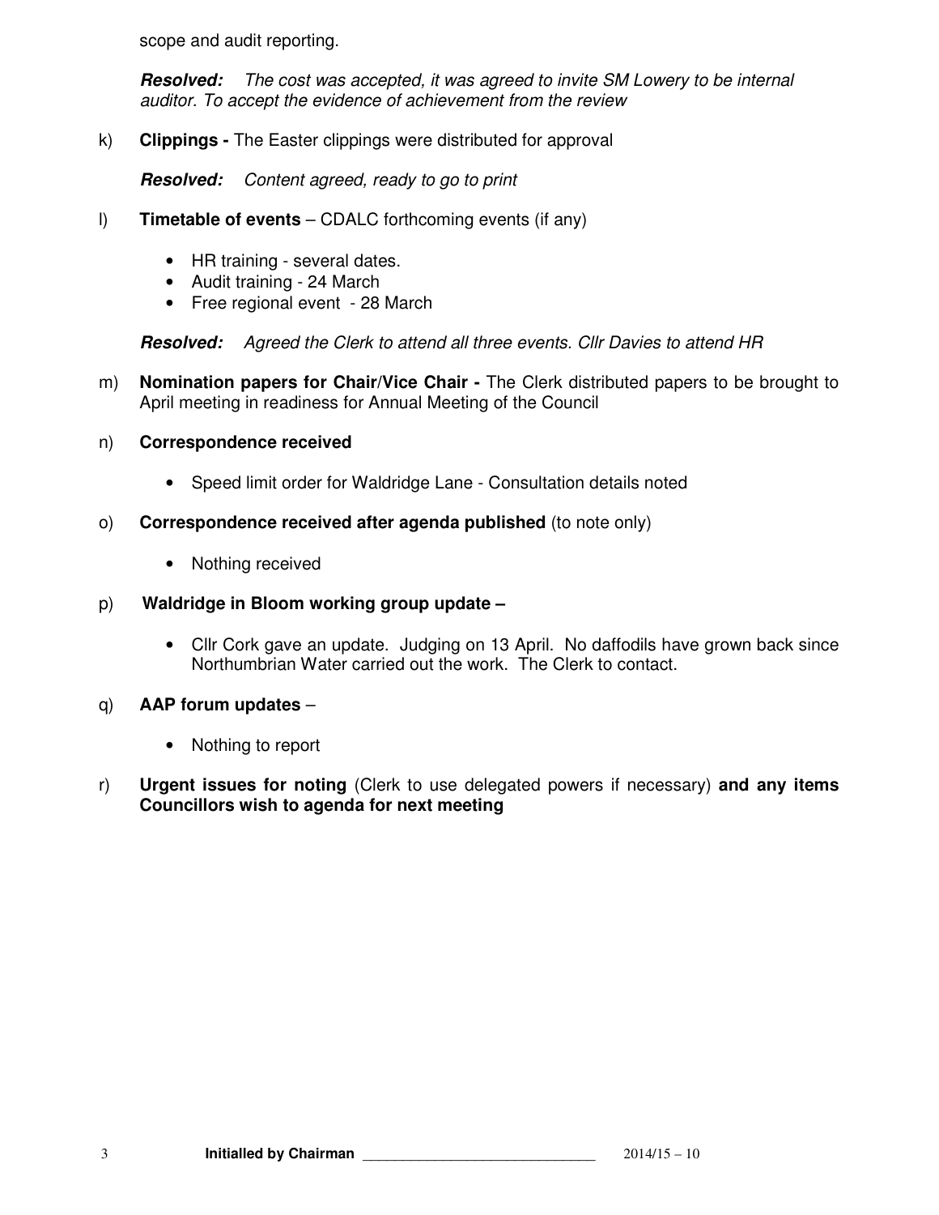scope and audit reporting.

***Resolved:*** *The cost was accepted, it was agreed to invite SM Lowery to be internal auditor. To accept the evidence of achievement from the review*

k) **Clippings -** The Easter clippings were distributed for approval

***Resolved:*** *Content agreed, ready to go to print*

l) **Timetable of events** – CDALC forthcoming events (if any)

- HR training - several dates.
- Audit training - 24 March
- Free regional event - 28 March

***Resolved:*** *Agreed the Clerk to attend all three events. Cllr Davies to attend HR*

m) **Nomination papers for Chair/Vice Chair -** The Clerk distributed papers to be brought to April meeting in readiness for Annual Meeting of the Council

n) **Correspondence received**

- Speed limit order for Waldridge Lane - Consultation details noted

o) **Correspondence received after agenda published** (to note only)

- Nothing received

p) **Waldridge in Bloom working group update –**

- Cllr Cork gave an update. Judging on 13 April. No daffodils have grown back since Northumbrian Water carried out the work. The Clerk to contact.

q) **AAP forum updates** –

- Nothing to report

r) **Urgent issues for noting** (Clerk to use delegated powers if necessary) **and any items Councillors wish to agenda for next meeting**

**Initialled by Chairman** ______________________________ 2014/15 – 10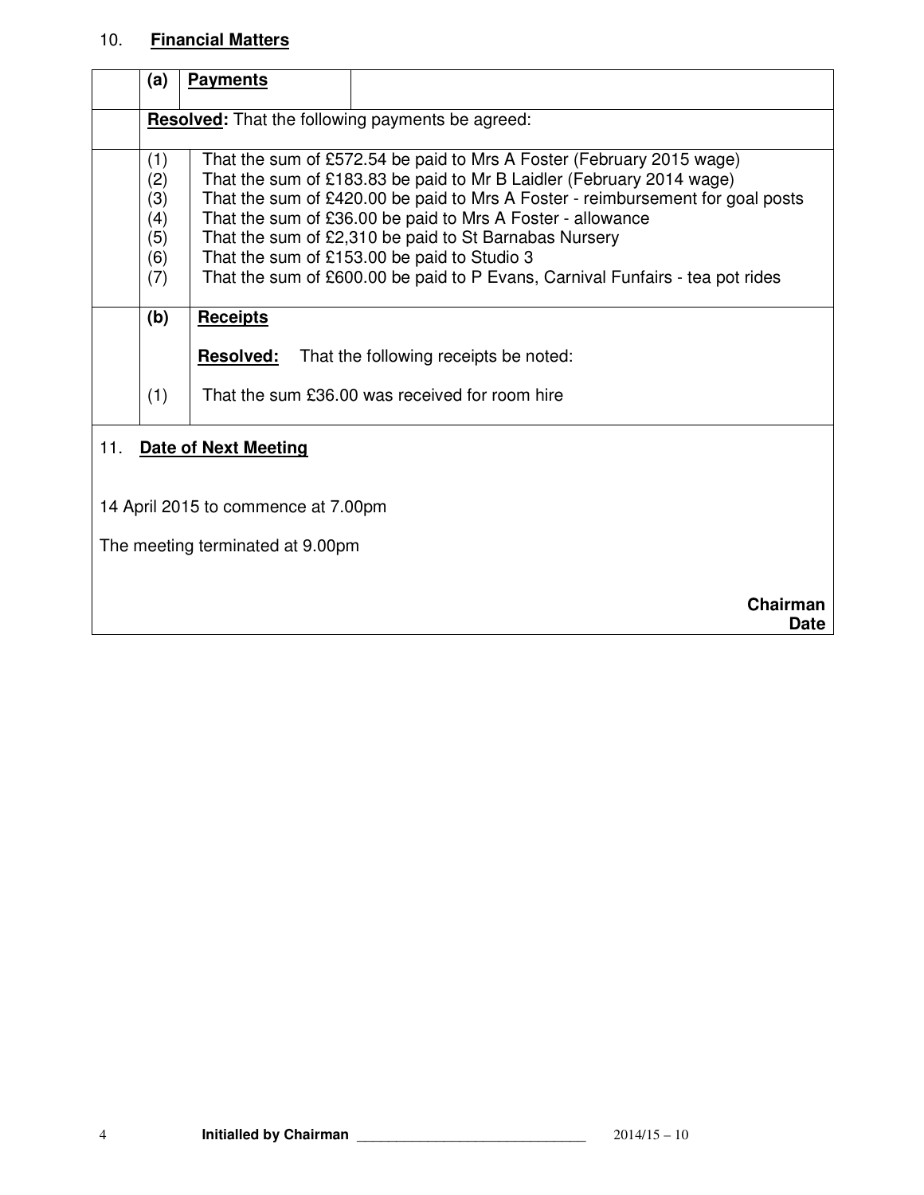## 10. **Financial Matters**

| | | |
|---|---|---|
| | **(a)** | **Payments** |
| | **Resolved:** That the following payments be agreed: | |
| | (1) | That the sum of £572.54 be paid to Mrs A Foster (February 2015 wage) |
| | (2) | That the sum of £183.83 be paid to Mr B Laidler (February 2014 wage) |
| | (3) | That the sum of £420.00 be paid to Mrs A Foster - reimbursement for goal posts |
| | (4) | That the sum of £36.00 be paid to Mrs A Foster - allowance |
| | (5) | That the sum of £2,310 be paid to St Barnabas Nursery |
| | (6) | That the sum of £153.00 be paid to Studio 3 |
| | (7) | That the sum of £600.00 be paid to P Evans, Carnival Funfairs - tea pot rides |
| | **(b)** | **Receipts** |
| | | **Resolved:** That the following receipts be noted: |
| | (1) | That the sum £36.00 was received for room hire |

## 11. **Date of Next Meeting**

14 April 2015 to commence at 7.00pm

The meeting terminated at 9.00pm

**Chairman**
**Date**

**Initialled by Chairman** ______________________________ 2014/15 – 10